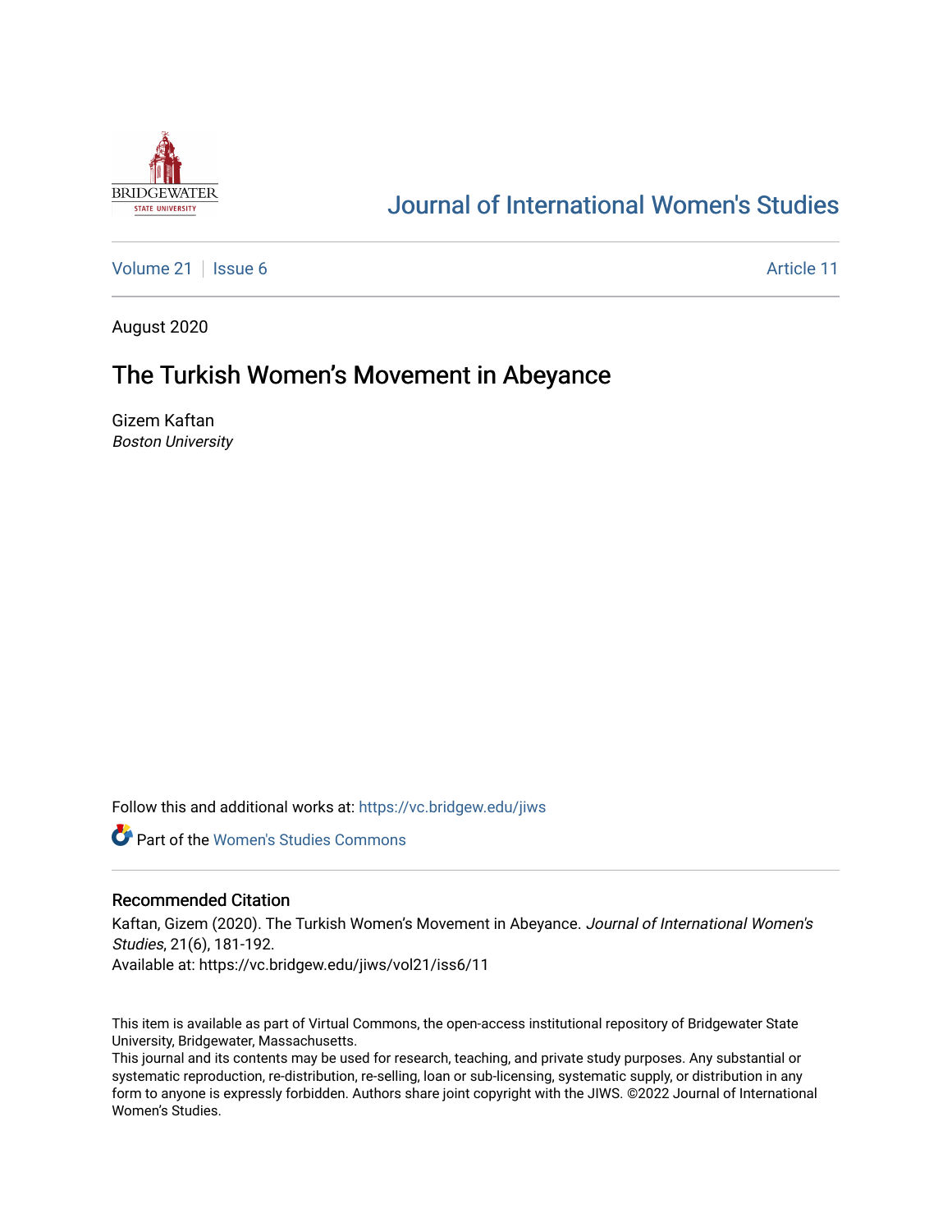# Journal of International Women's Studies

Volume 21 | Issue 6 Article 11

August 2020

## The Turkish Women's Movement in Abeyance

Gizem Kaftan
*Boston University*

Follow this and additional works at: https://vc.bridgew.edu/jiws

Part of the Women's Studies Commons

### Recommended Citation

Kaftan, Gizem (2020). The Turkish Women's Movement in Abeyance. *Journal of International Women's Studies*, 21(6), 181-192.
Available at: https://vc.bridgew.edu/jiws/vol21/iss6/11

This item is available as part of Virtual Commons, the open-access institutional repository of Bridgewater State University, Bridgewater, Massachusetts.
This journal and its contents may be used for research, teaching, and private study purposes. Any substantial or systematic reproduction, re-distribution, re-selling, loan or sub-licensing, systematic supply, or distribution in any form to anyone is expressly forbidden. Authors share joint copyright with the JIWS. ©2022 Journal of International Women's Studies.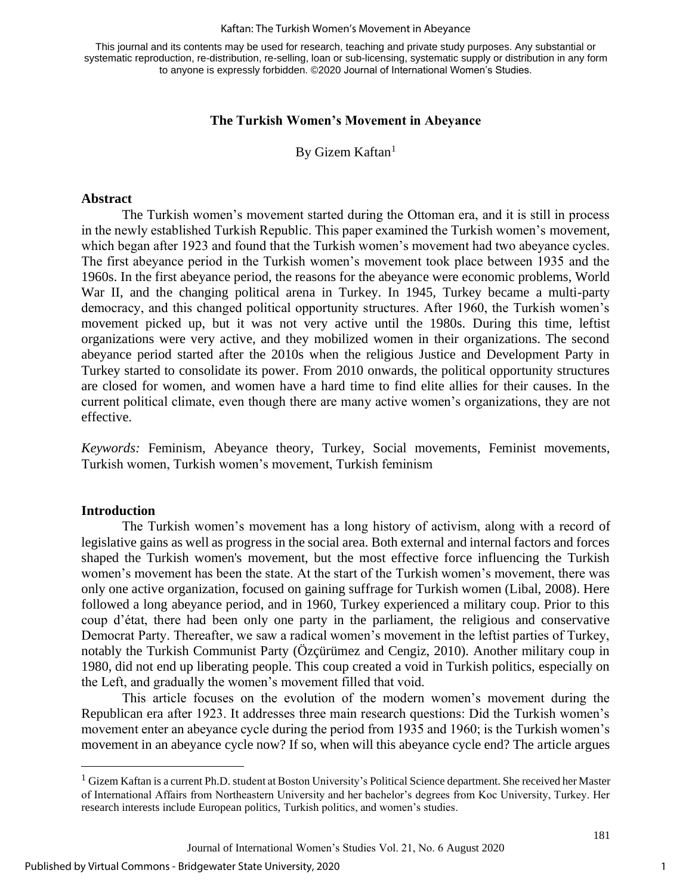This journal and its contents may be used for research, teaching and private study purposes. Any substantial or systematic reproduction, re-distribution, re-selling, loan or sub-licensing, systematic supply or distribution in any form to anyone is expressly forbidden. ©2020 Journal of International Women's Studies.

# The Turkish Women's Movement in Abeyance

By Gizem Kaftan[1]

## Abstract

The Turkish women's movement started during the Ottoman era, and it is still in process in the newly established Turkish Republic. This paper examined the Turkish women's movement, which began after 1923 and found that the Turkish women's movement had two abeyance cycles. The first abeyance period in the Turkish women's movement took place between 1935 and the 1960s. In the first abeyance period, the reasons for the abeyance were economic problems, World War II, and the changing political arena in Turkey. In 1945, Turkey became a multi-party democracy, and this changed political opportunity structures. After 1960, the Turkish women's movement picked up, but it was not very active until the 1980s. During this time, leftist organizations were very active, and they mobilized women in their organizations. The second abeyance period started after the 2010s when the religious Justice and Development Party in Turkey started to consolidate its power. From 2010 onwards, the political opportunity structures are closed for women, and women have a hard time to find elite allies for their causes. In the current political climate, even though there are many active women's organizations, they are not effective.

*Keywords:* Feminism, Abeyance theory, Turkey, Social movements, Feminist movements, Turkish women, Turkish women's movement, Turkish feminism

## Introduction

The Turkish women's movement has a long history of activism, along with a record of legislative gains as well as progress in the social area. Both external and internal factors and forces shaped the Turkish women's movement, but the most effective force influencing the Turkish women's movement has been the state. At the start of the Turkish women's movement, there was only one active organization, focused on gaining suffrage for Turkish women (Libal, 2008). Here followed a long abeyance period, and in 1960, Turkey experienced a military coup. Prior to this coup d'état, there had been only one party in the parliament, the religious and conservative Democrat Party. Thereafter, we saw a radical women's movement in the leftist parties of Turkey, notably the Turkish Communist Party (Özçürümez and Cengiz, 2010). Another military coup in 1980, did not end up liberating people. This coup created a void in Turkish politics, especially on the Left, and gradually the women's movement filled that void.

This article focuses on the evolution of the modern women's movement during the Republican era after 1923. It addresses three main research questions: Did the Turkish women's movement enter an abeyance cycle during the period from 1935 and 1960; is the Turkish women's movement in an abeyance cycle now? If so, when will this abeyance cycle end? The article argues

[1] Gizem Kaftan is a current Ph.D. student at Boston University's Political Science department. She received her Master of International Affairs from Northeastern University and her bachelor's degrees from Koc University, Turkey. Her research interests include European politics, Turkish politics, and women's studies.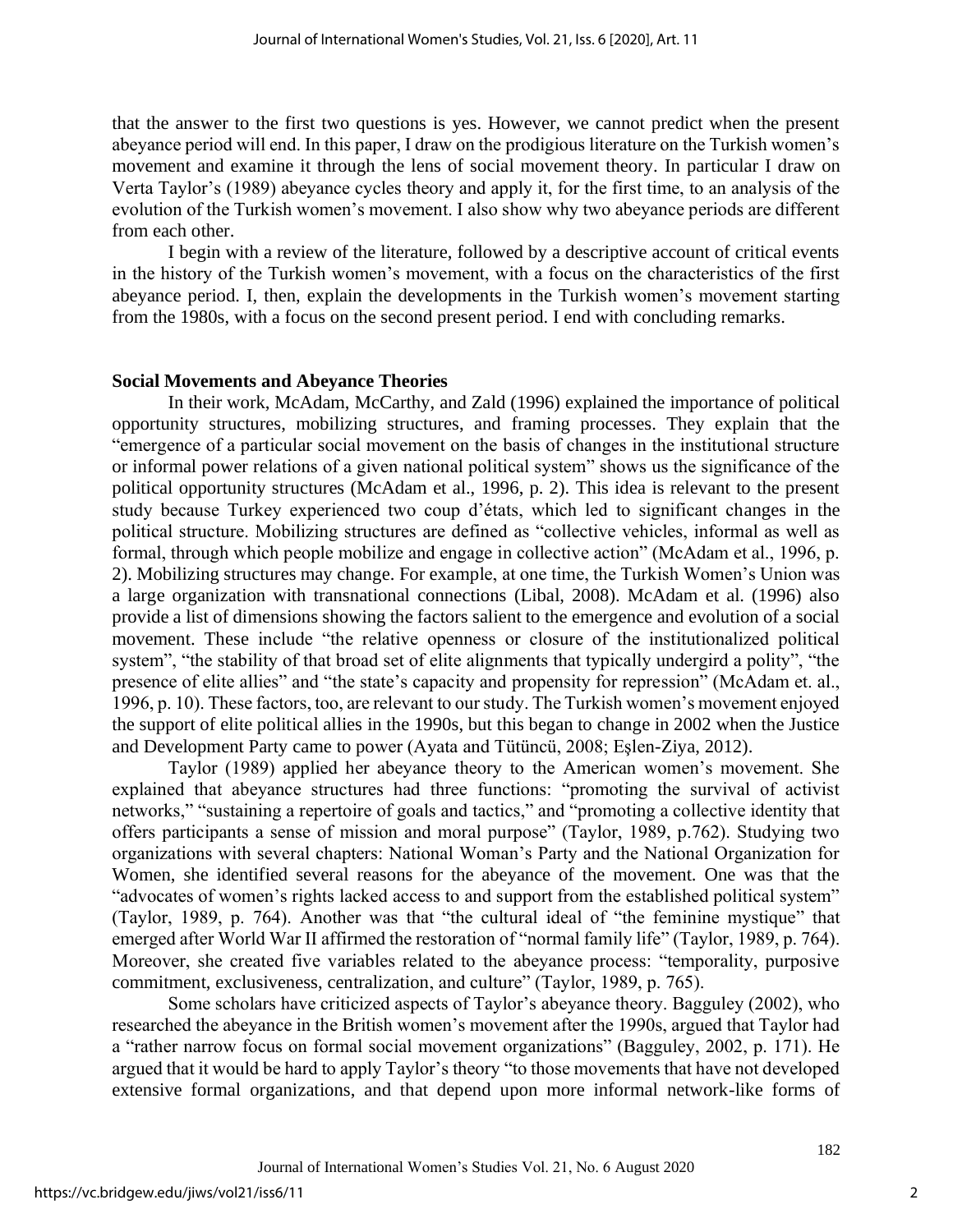that the answer to the first two questions is yes. However, we cannot predict when the present abeyance period will end. In this paper, I draw on the prodigious literature on the Turkish women's movement and examine it through the lens of social movement theory. In particular I draw on Verta Taylor's (1989) abeyance cycles theory and apply it, for the first time, to an analysis of the evolution of the Turkish women's movement. I also show why two abeyance periods are different from each other.

I begin with a review of the literature, followed by a descriptive account of critical events in the history of the Turkish women's movement, with a focus on the characteristics of the first abeyance period. I, then, explain the developments in the Turkish women's movement starting from the 1980s, with a focus on the second present period. I end with concluding remarks.

## Social Movements and Abeyance Theories

In their work, McAdam, McCarthy, and Zald (1996) explained the importance of political opportunity structures, mobilizing structures, and framing processes. They explain that the "emergence of a particular social movement on the basis of changes in the institutional structure or informal power relations of a given national political system" shows us the significance of the political opportunity structures (McAdam et al., 1996, p. 2). This idea is relevant to the present study because Turkey experienced two coup d'états, which led to significant changes in the political structure. Mobilizing structures are defined as "collective vehicles, informal as well as formal, through which people mobilize and engage in collective action" (McAdam et al., 1996, p. 2). Mobilizing structures may change. For example, at one time, the Turkish Women's Union was a large organization with transnational connections (Libal, 2008). McAdam et al. (1996) also provide a list of dimensions showing the factors salient to the emergence and evolution of a social movement. These include "the relative openness or closure of the institutionalized political system", "the stability of that broad set of elite alignments that typically undergird a polity", "the presence of elite allies" and "the state's capacity and propensity for repression" (McAdam et. al., 1996, p. 10). These factors, too, are relevant to our study. The Turkish women's movement enjoyed the support of elite political allies in the 1990s, but this began to change in 2002 when the Justice and Development Party came to power (Ayata and Tütüncü, 2008; Eşlen-Ziya, 2012).

Taylor (1989) applied her abeyance theory to the American women's movement. She explained that abeyance structures had three functions: "promoting the survival of activist networks," "sustaining a repertoire of goals and tactics," and "promoting a collective identity that offers participants a sense of mission and moral purpose" (Taylor, 1989, p.762). Studying two organizations with several chapters: National Woman's Party and the National Organization for Women, she identified several reasons for the abeyance of the movement. One was that the "advocates of women's rights lacked access to and support from the established political system" (Taylor, 1989, p. 764). Another was that "the cultural ideal of "the feminine mystique" that emerged after World War II affirmed the restoration of "normal family life" (Taylor, 1989, p. 764). Moreover, she created five variables related to the abeyance process: "temporality, purposive commitment, exclusiveness, centralization, and culture" (Taylor, 1989, p. 765).

Some scholars have criticized aspects of Taylor's abeyance theory. Bagguley (2002), who researched the abeyance in the British women's movement after the 1990s, argued that Taylor had a "rather narrow focus on formal social movement organizations" (Bagguley, 2002, p. 171). He argued that it would be hard to apply Taylor's theory "to those movements that have not developed extensive formal organizations, and that depend upon more informal network-like forms of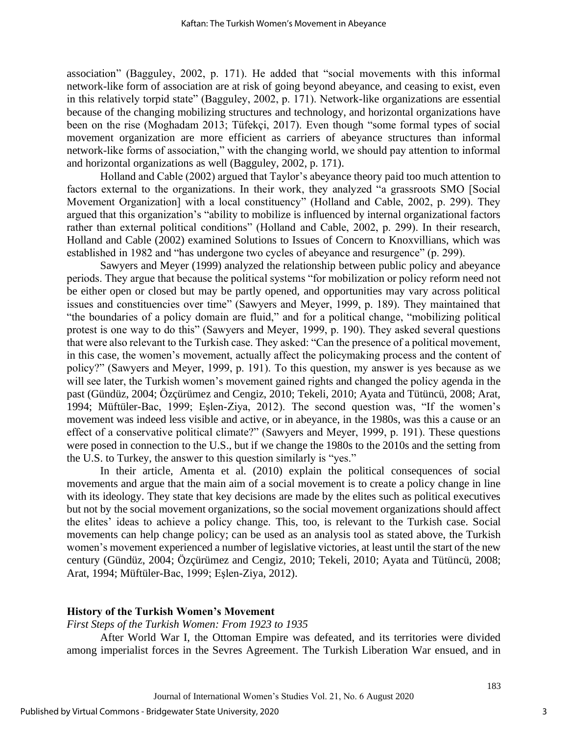association" (Bagguley, 2002, p. 171). He added that "social movements with this informal network-like form of association are at risk of going beyond abeyance, and ceasing to exist, even in this relatively torpid state" (Bagguley, 2002, p. 171). Network-like organizations are essential because of the changing mobilizing structures and technology, and horizontal organizations have been on the rise (Moghadam 2013; Tüfekçi, 2017). Even though "some formal types of social movement organization are more efficient as carriers of abeyance structures than informal network-like forms of association," with the changing world, we should pay attention to informal and horizontal organizations as well (Bagguley, 2002, p. 171).

Holland and Cable (2002) argued that Taylor's abeyance theory paid too much attention to factors external to the organizations. In their work, they analyzed "a grassroots SMO [Social Movement Organization] with a local constituency" (Holland and Cable, 2002, p. 299). They argued that this organization's "ability to mobilize is influenced by internal organizational factors rather than external political conditions" (Holland and Cable, 2002, p. 299). In their research, Holland and Cable (2002) examined Solutions to Issues of Concern to Knoxvillians, which was established in 1982 and "has undergone two cycles of abeyance and resurgence" (p. 299).

Sawyers and Meyer (1999) analyzed the relationship between public policy and abeyance periods. They argue that because the political systems "for mobilization or policy reform need not be either open or closed but may be partly opened, and opportunities may vary across political issues and constituencies over time" (Sawyers and Meyer, 1999, p. 189). They maintained that "the boundaries of a policy domain are fluid," and for a political change, "mobilizing political protest is one way to do this" (Sawyers and Meyer, 1999, p. 190). They asked several questions that were also relevant to the Turkish case. They asked: "Can the presence of a political movement, in this case, the women's movement, actually affect the policymaking process and the content of policy?" (Sawyers and Meyer, 1999, p. 191). To this question, my answer is yes because as we will see later, the Turkish women's movement gained rights and changed the policy agenda in the past (Gündüz, 2004; Özçürümez and Cengiz, 2010; Tekeli, 2010; Ayata and Tütüncü, 2008; Arat, 1994; Müftüler-Bac, 1999; Eşlen-Ziya, 2012). The second question was, "If the women's movement was indeed less visible and active, or in abeyance, in the 1980s, was this a cause or an effect of a conservative political climate?" (Sawyers and Meyer, 1999, p. 191). These questions were posed in connection to the U.S., but if we change the 1980s to the 2010s and the setting from the U.S. to Turkey, the answer to this question similarly is "yes."

In their article, Amenta et al. (2010) explain the political consequences of social movements and argue that the main aim of a social movement is to create a policy change in line with its ideology. They state that key decisions are made by the elites such as political executives but not by the social movement organizations, so the social movement organizations should affect the elites' ideas to achieve a policy change. This, too, is relevant to the Turkish case. Social movements can help change policy; can be used as an analysis tool as stated above, the Turkish women's movement experienced a number of legislative victories, at least until the start of the new century (Gündüz, 2004; Özçürümez and Cengiz, 2010; Tekeli, 2010; Ayata and Tütüncü, 2008; Arat, 1994; Müftüler-Bac, 1999; Eşlen-Ziya, 2012).

## History of the Turkish Women's Movement

### *First Steps of the Turkish Women: From 1923 to 1935*

After World War I, the Ottoman Empire was defeated, and its territories were divided among imperialist forces in the Sevres Agreement. The Turkish Liberation War ensued, and in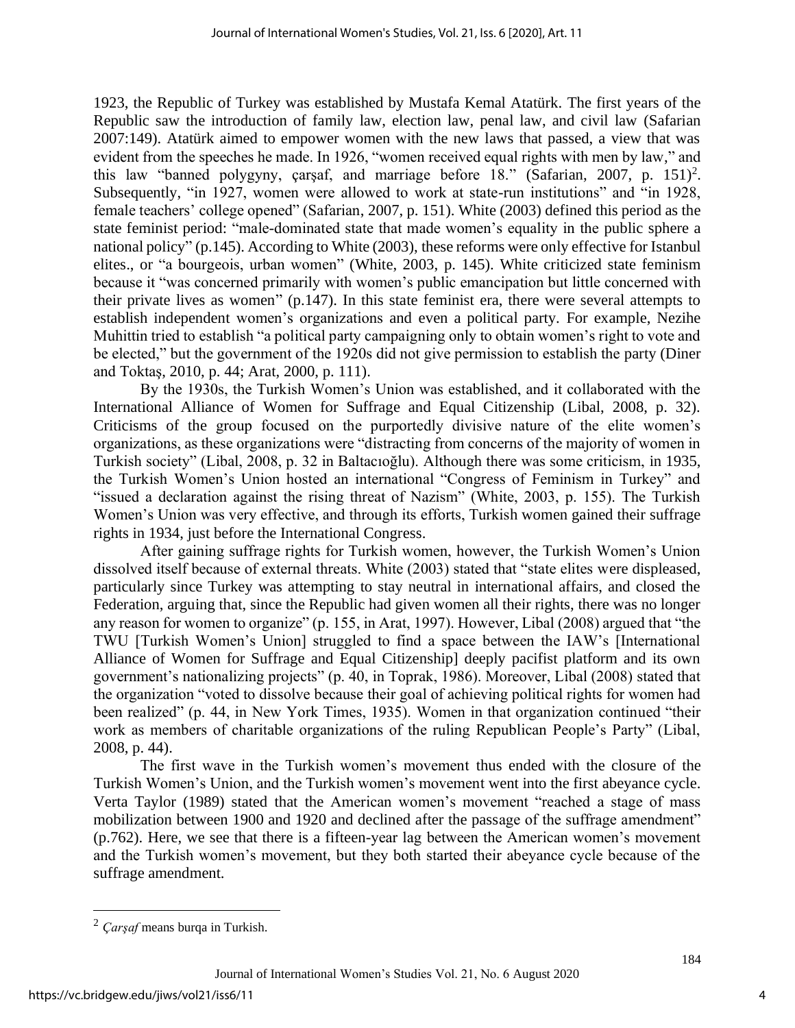1923, the Republic of Turkey was established by Mustafa Kemal Atatürk. The first years of the Republic saw the introduction of family law, election law, penal law, and civil law (Safarian 2007:149). Atatürk aimed to empower women with the new laws that passed, a view that was evident from the speeches he made. In 1926, "women received equal rights with men by law," and this law "banned polygyny, çarşaf, and marriage before 18." (Safarian, 2007, p. 151)[2]. Subsequently, "in 1927, women were allowed to work at state-run institutions" and "in 1928, female teachers' college opened" (Safarian, 2007, p. 151). White (2003) defined this period as the state feminist period: "male-dominated state that made women's equality in the public sphere a national policy" (p.145). According to White (2003), these reforms were only effective for Istanbul elites., or "a bourgeois, urban women" (White, 2003, p. 145). White criticized state feminism because it "was concerned primarily with women's public emancipation but little concerned with their private lives as women" (p.147). In this state feminist era, there were several attempts to establish independent women's organizations and even a political party. For example, Nezihe Muhittin tried to establish "a political party campaigning only to obtain women's right to vote and be elected," but the government of the 1920s did not give permission to establish the party (Diner and Toktaş, 2010, p. 44; Arat, 2000, p. 111).

By the 1930s, the Turkish Women's Union was established, and it collaborated with the International Alliance of Women for Suffrage and Equal Citizenship (Libal, 2008, p. 32). Criticisms of the group focused on the purportedly divisive nature of the elite women's organizations, as these organizations were "distracting from concerns of the majority of women in Turkish society" (Libal, 2008, p. 32 in Baltacıoğlu). Although there was some criticism, in 1935, the Turkish Women's Union hosted an international "Congress of Feminism in Turkey" and "issued a declaration against the rising threat of Nazism" (White, 2003, p. 155). The Turkish Women's Union was very effective, and through its efforts, Turkish women gained their suffrage rights in 1934, just before the International Congress.

After gaining suffrage rights for Turkish women, however, the Turkish Women's Union dissolved itself because of external threats. White (2003) stated that "state elites were displeased, particularly since Turkey was attempting to stay neutral in international affairs, and closed the Federation, arguing that, since the Republic had given women all their rights, there was no longer any reason for women to organize" (p. 155, in Arat, 1997). However, Libal (2008) argued that "the TWU [Turkish Women's Union] struggled to find a space between the IAW's [International Alliance of Women for Suffrage and Equal Citizenship] deeply pacifist platform and its own government's nationalizing projects" (p. 40, in Toprak, 1986). Moreover, Libal (2008) stated that the organization "voted to dissolve because their goal of achieving political rights for women had been realized" (p. 44, in New York Times, 1935). Women in that organization continued "their work as members of charitable organizations of the ruling Republican People's Party" (Libal, 2008, p. 44).

The first wave in the Turkish women's movement thus ended with the closure of the Turkish Women's Union, and the Turkish women's movement went into the first abeyance cycle. Verta Taylor (1989) stated that the American women's movement "reached a stage of mass mobilization between 1900 and 1920 and declined after the passage of the suffrage amendment" (p.762). Here, we see that there is a fifteen-year lag between the American women's movement and the Turkish women's movement, but they both started their abeyance cycle because of the suffrage amendment.

---

[2] *Çarşaf* means burqa in Turkish.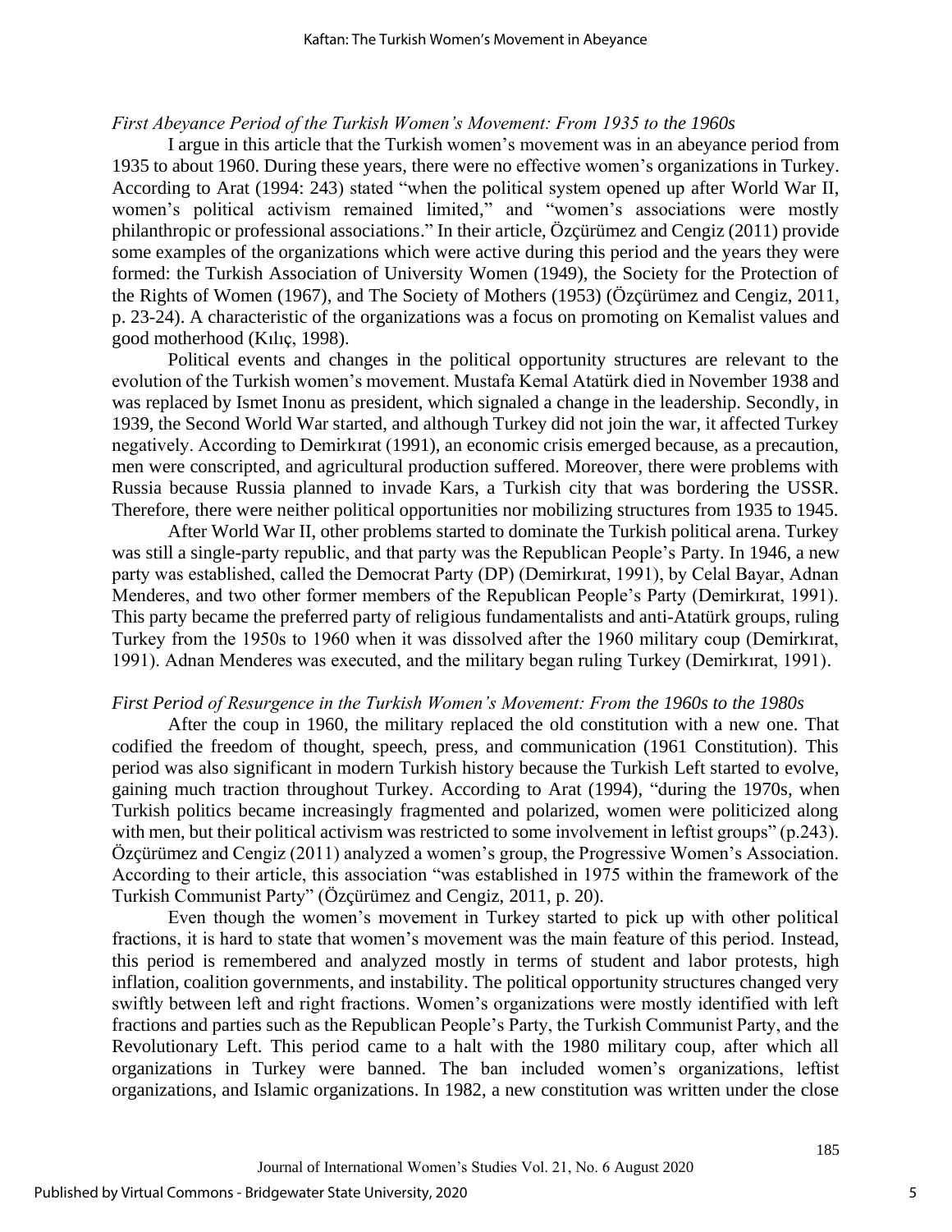*First Abeyance Period of the Turkish Women's Movement: From 1935 to the 1960s*

I argue in this article that the Turkish women's movement was in an abeyance period from 1935 to about 1960. During these years, there were no effective women's organizations in Turkey. According to Arat (1994: 243) stated "when the political system opened up after World War II, women's political activism remained limited," and "women's associations were mostly philanthropic or professional associations." In their article, Özçürümez and Cengiz (2011) provide some examples of the organizations which were active during this period and the years they were formed: the Turkish Association of University Women (1949), the Society for the Protection of the Rights of Women (1967), and The Society of Mothers (1953) (Özçürümez and Cengiz, 2011, p. 23-24). A characteristic of the organizations was a focus on promoting on Kemalist values and good motherhood (Kılıç, 1998).

Political events and changes in the political opportunity structures are relevant to the evolution of the Turkish women's movement. Mustafa Kemal Atatürk died in November 1938 and was replaced by Ismet Inonu as president, which signaled a change in the leadership. Secondly, in 1939, the Second World War started, and although Turkey did not join the war, it affected Turkey negatively. According to Demirkırat (1991), an economic crisis emerged because, as a precaution, men were conscripted, and agricultural production suffered. Moreover, there were problems with Russia because Russia planned to invade Kars, a Turkish city that was bordering the USSR. Therefore, there were neither political opportunities nor mobilizing structures from 1935 to 1945.

After World War II, other problems started to dominate the Turkish political arena. Turkey was still a single-party republic, and that party was the Republican People's Party. In 1946, a new party was established, called the Democrat Party (DP) (Demirkırat, 1991), by Celal Bayar, Adnan Menderes, and two other former members of the Republican People's Party (Demirkırat, 1991). This party became the preferred party of religious fundamentalists and anti-Atatürk groups, ruling Turkey from the 1950s to 1960 when it was dissolved after the 1960 military coup (Demirkırat, 1991). Adnan Menderes was executed, and the military began ruling Turkey (Demirkırat, 1991).

*First Period of Resurgence in the Turkish Women's Movement: From the 1960s to the 1980s*

After the coup in 1960, the military replaced the old constitution with a new one. That codified the freedom of thought, speech, press, and communication (1961 Constitution). This period was also significant in modern Turkish history because the Turkish Left started to evolve, gaining much traction throughout Turkey. According to Arat (1994), "during the 1970s, when Turkish politics became increasingly fragmented and polarized, women were politicized along with men, but their political activism was restricted to some involvement in leftist groups" (p.243). Özçürümez and Cengiz (2011) analyzed a women's group, the Progressive Women's Association. According to their article, this association "was established in 1975 within the framework of the Turkish Communist Party" (Özçürümez and Cengiz, 2011, p. 20).

Even though the women's movement in Turkey started to pick up with other political fractions, it is hard to state that women's movement was the main feature of this period. Instead, this period is remembered and analyzed mostly in terms of student and labor protests, high inflation, coalition governments, and instability. The political opportunity structures changed very swiftly between left and right fractions. Women's organizations were mostly identified with left fractions and parties such as the Republican People's Party, the Turkish Communist Party, and the Revolutionary Left. This period came to a halt with the 1980 military coup, after which all organizations in Turkey were banned. The ban included women's organizations, leftist organizations, and Islamic organizations. In 1982, a new constitution was written under the close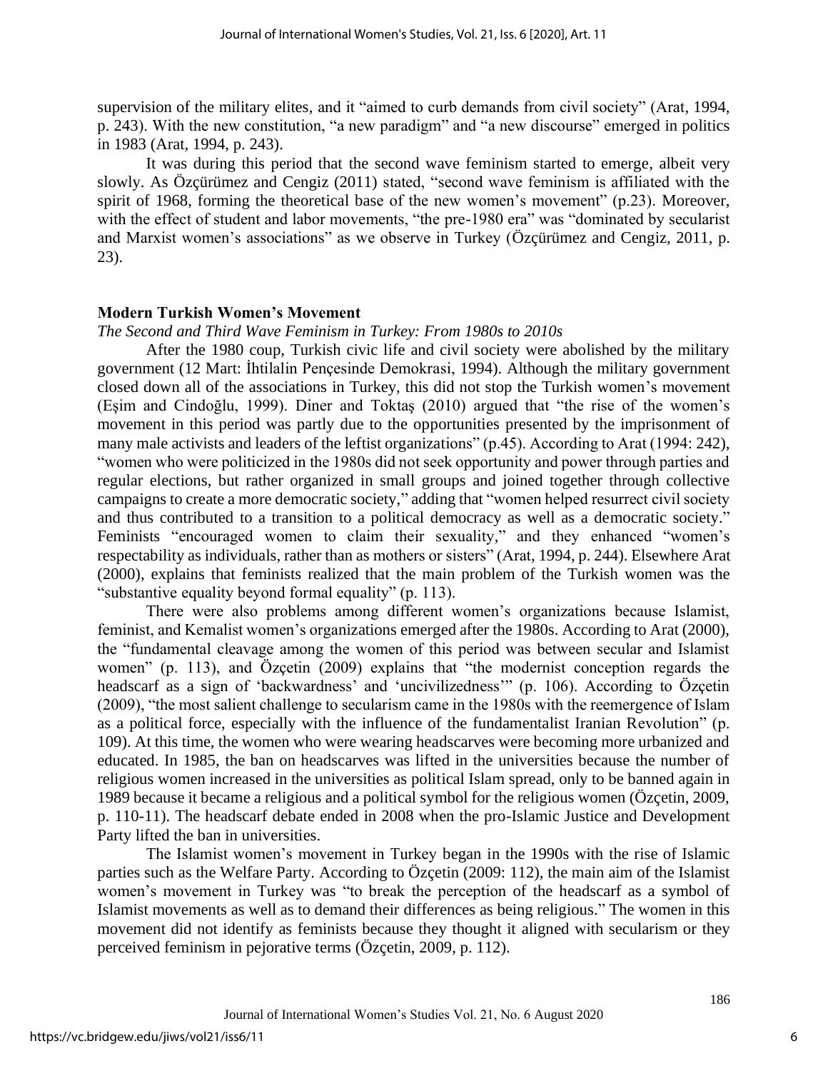supervision of the military elites, and it "aimed to curb demands from civil society" (Arat, 1994, p. 243). With the new constitution, "a new paradigm" and "a new discourse" emerged in politics in 1983 (Arat, 1994, p. 243).

It was during this period that the second wave feminism started to emerge, albeit very slowly. As Özçürümez and Cengiz (2011) stated, "second wave feminism is affiliated with the spirit of 1968, forming the theoretical base of the new women's movement" (p.23). Moreover, with the effect of student and labor movements, "the pre-1980 era" was "dominated by secularist and Marxist women's associations" as we observe in Turkey (Özçürümez and Cengiz, 2011, p. 23).

## Modern Turkish Women's Movement

*The Second and Third Wave Feminism in Turkey: From 1980s to 2010s*

After the 1980 coup, Turkish civic life and civil society were abolished by the military government (12 Mart: İhtilalin Pençesinde Demokrasi, 1994). Although the military government closed down all of the associations in Turkey, this did not stop the Turkish women's movement (Eşim and Cindoğlu, 1999). Diner and Toktaş (2010) argued that "the rise of the women's movement in this period was partly due to the opportunities presented by the imprisonment of many male activists and leaders of the leftist organizations" (p.45). According to Arat (1994: 242), "women who were politicized in the 1980s did not seek opportunity and power through parties and regular elections, but rather organized in small groups and joined together through collective campaigns to create a more democratic society," adding that "women helped resurrect civil society and thus contributed to a transition to a political democracy as well as a democratic society." Feminists "encouraged women to claim their sexuality," and they enhanced "women's respectability as individuals, rather than as mothers or sisters" (Arat, 1994, p. 244). Elsewhere Arat (2000), explains that feminists realized that the main problem of the Turkish women was the "substantive equality beyond formal equality" (p. 113).

There were also problems among different women's organizations because Islamist, feminist, and Kemalist women's organizations emerged after the 1980s. According to Arat (2000), the "fundamental cleavage among the women of this period was between secular and Islamist women" (p. 113), and Özçetin (2009) explains that "the modernist conception regards the headscarf as a sign of 'backwardness' and 'uncivilizedness'" (p. 106). According to Özçetin (2009), "the most salient challenge to secularism came in the 1980s with the reemergence of Islam as a political force, especially with the influence of the fundamentalist Iranian Revolution" (p. 109). At this time, the women who were wearing headscarves were becoming more urbanized and educated. In 1985, the ban on headscarves was lifted in the universities because the number of religious women increased in the universities as political Islam spread, only to be banned again in 1989 because it became a religious and a political symbol for the religious women (Özçetin, 2009, p. 110-11). The headscarf debate ended in 2008 when the pro-Islamic Justice and Development Party lifted the ban in universities.

The Islamist women's movement in Turkey began in the 1990s with the rise of Islamic parties such as the Welfare Party. According to Özçetin (2009: 112), the main aim of the Islamist women's movement in Turkey was "to break the perception of the headscarf as a symbol of Islamist movements as well as to demand their differences as being religious." The women in this movement did not identify as feminists because they thought it aligned with secularism or they perceived feminism in pejorative terms (Özçetin, 2009, p. 112).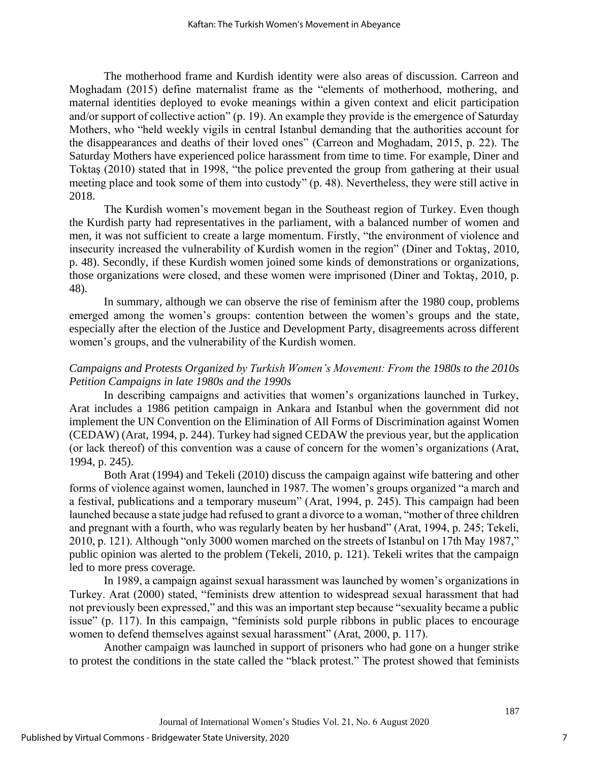The motherhood frame and Kurdish identity were also areas of discussion. Carreon and Moghadam (2015) define maternalist frame as the "elements of motherhood, mothering, and maternal identities deployed to evoke meanings within a given context and elicit participation and/or support of collective action" (p. 19). An example they provide is the emergence of Saturday Mothers, who "held weekly vigils in central Istanbul demanding that the authorities account for the disappearances and deaths of their loved ones" (Carreon and Moghadam, 2015, p. 22). The Saturday Mothers have experienced police harassment from time to time. For example, Diner and Toktaş (2010) stated that in 1998, "the police prevented the group from gathering at their usual meeting place and took some of them into custody" (p. 48). Nevertheless, they were still active in 2018.

The Kurdish women's movement began in the Southeast region of Turkey. Even though the Kurdish party had representatives in the parliament, with a balanced number of women and men, it was not sufficient to create a large momentum. Firstly, "the environment of violence and insecurity increased the vulnerability of Kurdish women in the region" (Diner and Toktaş, 2010, p. 48). Secondly, if these Kurdish women joined some kinds of demonstrations or organizations, those organizations were closed, and these women were imprisoned (Diner and Toktaş, 2010, p. 48).

In summary, although we can observe the rise of feminism after the 1980 coup, problems emerged among the women's groups: contention between the women's groups and the state, especially after the election of the Justice and Development Party, disagreements across different women's groups, and the vulnerability of the Kurdish women.

### *Campaigns and Protests Organized by Turkish Women's Movement: From the 1980s to the 2010s*

#### *Petition Campaigns in late 1980s and the 1990s*

In describing campaigns and activities that women's organizations launched in Turkey, Arat includes a 1986 petition campaign in Ankara and Istanbul when the government did not implement the UN Convention on the Elimination of All Forms of Discrimination against Women (CEDAW) (Arat, 1994, p. 244). Turkey had signed CEDAW the previous year, but the application (or lack thereof) of this convention was a cause of concern for the women's organizations (Arat, 1994, p. 245).

Both Arat (1994) and Tekeli (2010) discuss the campaign against wife battering and other forms of violence against women, launched in 1987. The women's groups organized "a march and a festival, publications and a temporary museum" (Arat, 1994, p. 245). This campaign had been launched because a state judge had refused to grant a divorce to a woman, "mother of three children and pregnant with a fourth, who was regularly beaten by her husband" (Arat, 1994, p. 245; Tekeli, 2010, p. 121). Although "only 3000 women marched on the streets of Istanbul on 17th May 1987," public opinion was alerted to the problem (Tekeli, 2010, p. 121). Tekeli writes that the campaign led to more press coverage.

In 1989, a campaign against sexual harassment was launched by women's organizations in Turkey. Arat (2000) stated, "feminists drew attention to widespread sexual harassment that had not previously been expressed," and this was an important step because "sexuality became a public issue" (p. 117). In this campaign, "feminists sold purple ribbons in public places to encourage women to defend themselves against sexual harassment" (Arat, 2000, p. 117).

Another campaign was launched in support of prisoners who had gone on a hunger strike to protest the conditions in the state called the "black protest." The protest showed that feminists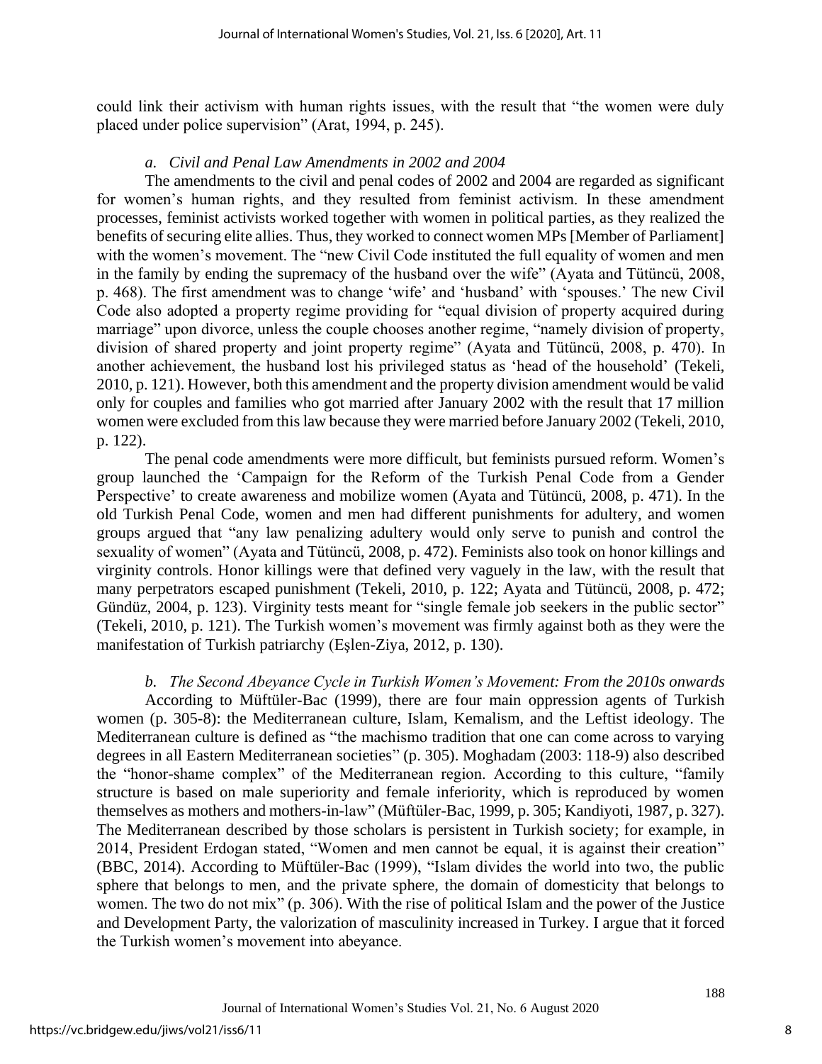could link their activism with human rights issues, with the result that "the women were duly placed under police supervision" (Arat, 1994, p. 245).

### *a. Civil and Penal Law Amendments in 2002 and 2004*

The amendments to the civil and penal codes of 2002 and 2004 are regarded as significant for women's human rights, and they resulted from feminist activism. In these amendment processes, feminist activists worked together with women in political parties, as they realized the benefits of securing elite allies. Thus, they worked to connect women MPs [Member of Parliament] with the women's movement. The "new Civil Code instituted the full equality of women and men in the family by ending the supremacy of the husband over the wife" (Ayata and Tütüncü, 2008, p. 468). The first amendment was to change 'wife' and 'husband' with 'spouses.' The new Civil Code also adopted a property regime providing for "equal division of property acquired during marriage" upon divorce, unless the couple chooses another regime, "namely division of property, division of shared property and joint property regime" (Ayata and Tütüncü, 2008, p. 470). In another achievement, the husband lost his privileged status as 'head of the household' (Tekeli, 2010, p. 121). However, both this amendment and the property division amendment would be valid only for couples and families who got married after January 2002 with the result that 17 million women were excluded from this law because they were married before January 2002 (Tekeli, 2010, p. 122).

The penal code amendments were more difficult, but feminists pursued reform. Women's group launched the 'Campaign for the Reform of the Turkish Penal Code from a Gender Perspective' to create awareness and mobilize women (Ayata and Tütüncü, 2008, p. 471). In the old Turkish Penal Code, women and men had different punishments for adultery, and women groups argued that "any law penalizing adultery would only serve to punish and control the sexuality of women" (Ayata and Tütüncü, 2008, p. 472). Feminists also took on honor killings and virginity controls. Honor killings were that defined very vaguely in the law, with the result that many perpetrators escaped punishment (Tekeli, 2010, p. 122; Ayata and Tütüncü, 2008, p. 472; Gündüz, 2004, p. 123). Virginity tests meant for "single female job seekers in the public sector" (Tekeli, 2010, p. 121). The Turkish women's movement was firmly against both as they were the manifestation of Turkish patriarchy (Eşlen-Ziya, 2012, p. 130).

### *b. The Second Abeyance Cycle in Turkish Women's Movement: From the 2010s onwards*

According to Müftüler-Bac (1999), there are four main oppression agents of Turkish women (p. 305-8): the Mediterranean culture, Islam, Kemalism, and the Leftist ideology. The Mediterranean culture is defined as "the machismo tradition that one can come across to varying degrees in all Eastern Mediterranean societies" (p. 305). Moghadam (2003: 118-9) also described the "honor-shame complex" of the Mediterranean region. According to this culture, "family structure is based on male superiority and female inferiority, which is reproduced by women themselves as mothers and mothers-in-law" (Müftüler-Bac, 1999, p. 305; Kandiyoti, 1987, p. 327). The Mediterranean described by those scholars is persistent in Turkish society; for example, in 2014, President Erdogan stated, "Women and men cannot be equal, it is against their creation" (BBC, 2014). According to Müftüler-Bac (1999), "Islam divides the world into two, the public sphere that belongs to men, and the private sphere, the domain of domesticity that belongs to women. The two do not mix" (p. 306). With the rise of political Islam and the power of the Justice and Development Party, the valorization of masculinity increased in Turkey. I argue that it forced the Turkish women's movement into abeyance.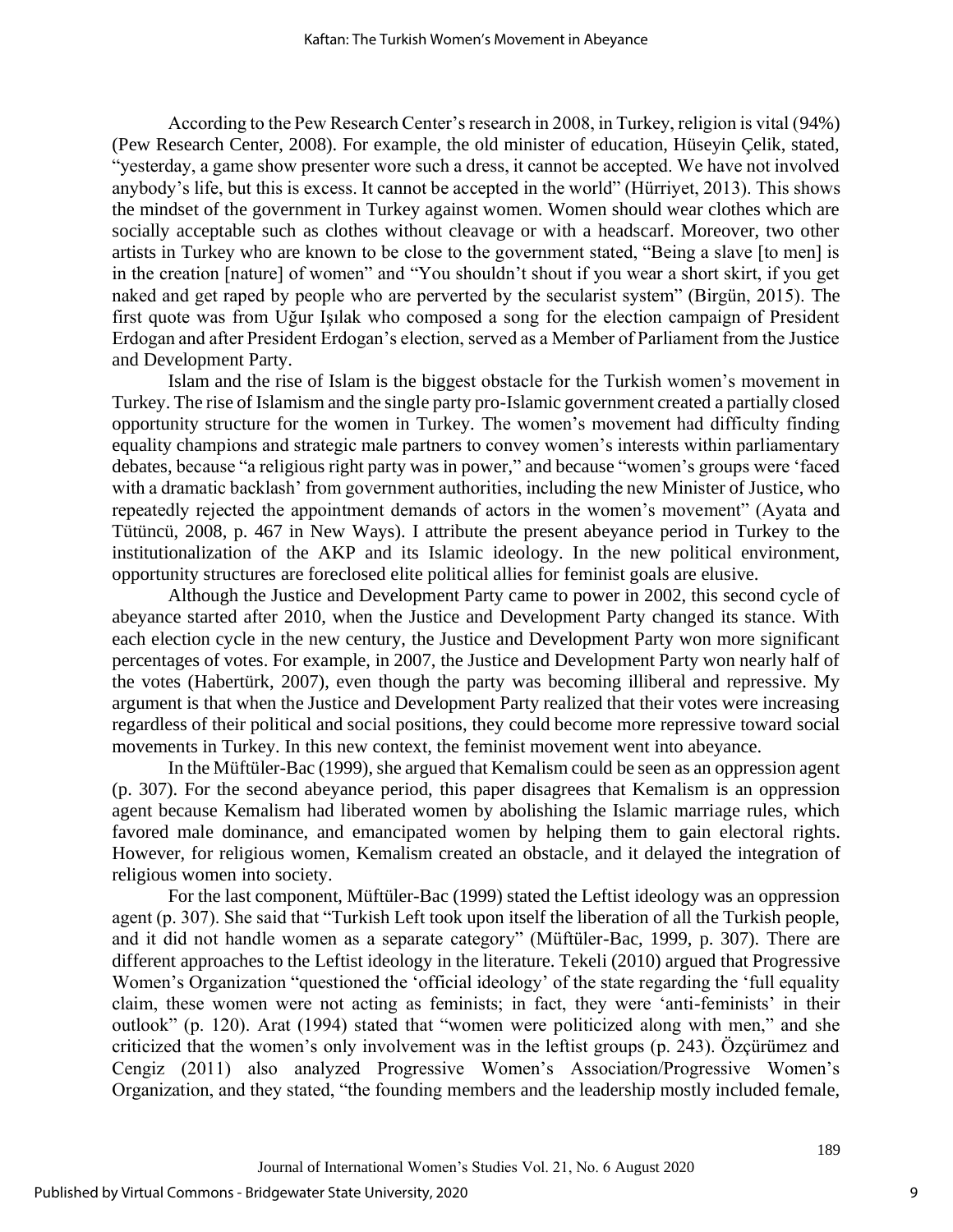According to the Pew Research Center's research in 2008, in Turkey, religion is vital (94%) (Pew Research Center, 2008). For example, the old minister of education, Hüseyin Çelik, stated, "yesterday, a game show presenter wore such a dress, it cannot be accepted. We have not involved anybody's life, but this is excess. It cannot be accepted in the world" (Hürriyet, 2013). This shows the mindset of the government in Turkey against women. Women should wear clothes which are socially acceptable such as clothes without cleavage or with a headscarf. Moreover, two other artists in Turkey who are known to be close to the government stated, "Being a slave [to men] is in the creation [nature] of women" and "You shouldn't shout if you wear a short skirt, if you get naked and get raped by people who are perverted by the secularist system" (Birgün, 2015). The first quote was from Uğur Işılak who composed a song for the election campaign of President Erdogan and after President Erdogan's election, served as a Member of Parliament from the Justice and Development Party.

Islam and the rise of Islam is the biggest obstacle for the Turkish women's movement in Turkey. The rise of Islamism and the single party pro-Islamic government created a partially closed opportunity structure for the women in Turkey. The women's movement had difficulty finding equality champions and strategic male partners to convey women's interests within parliamentary debates, because "a religious right party was in power," and because "women's groups were 'faced with a dramatic backlash' from government authorities, including the new Minister of Justice, who repeatedly rejected the appointment demands of actors in the women's movement" (Ayata and Tütüncü, 2008, p. 467 in New Ways). I attribute the present abeyance period in Turkey to the institutionalization of the AKP and its Islamic ideology. In the new political environment, opportunity structures are foreclosed elite political allies for feminist goals are elusive.

Although the Justice and Development Party came to power in 2002, this second cycle of abeyance started after 2010, when the Justice and Development Party changed its stance. With each election cycle in the new century, the Justice and Development Party won more significant percentages of votes. For example, in 2007, the Justice and Development Party won nearly half of the votes (Habertürk, 2007), even though the party was becoming illiberal and repressive. My argument is that when the Justice and Development Party realized that their votes were increasing regardless of their political and social positions, they could become more repressive toward social movements in Turkey. In this new context, the feminist movement went into abeyance.

In the Müftüler-Bac (1999), she argued that Kemalism could be seen as an oppression agent (p. 307). For the second abeyance period, this paper disagrees that Kemalism is an oppression agent because Kemalism had liberated women by abolishing the Islamic marriage rules, which favored male dominance, and emancipated women by helping them to gain electoral rights. However, for religious women, Kemalism created an obstacle, and it delayed the integration of religious women into society.

For the last component, Müftüler-Bac (1999) stated the Leftist ideology was an oppression agent (p. 307). She said that "Turkish Left took upon itself the liberation of all the Turkish people, and it did not handle women as a separate category" (Müftüler-Bac, 1999, p. 307). There are different approaches to the Leftist ideology in the literature. Tekeli (2010) argued that Progressive Women's Organization "questioned the 'official ideology' of the state regarding the 'full equality claim, these women were not acting as feminists; in fact, they were 'anti-feminists' in their outlook" (p. 120). Arat (1994) stated that "women were politicized along with men," and she criticized that the women's only involvement was in the leftist groups (p. 243). Özçürümez and Cengiz (2011) also analyzed Progressive Women's Association/Progressive Women's Organization, and they stated, "the founding members and the leadership mostly included female,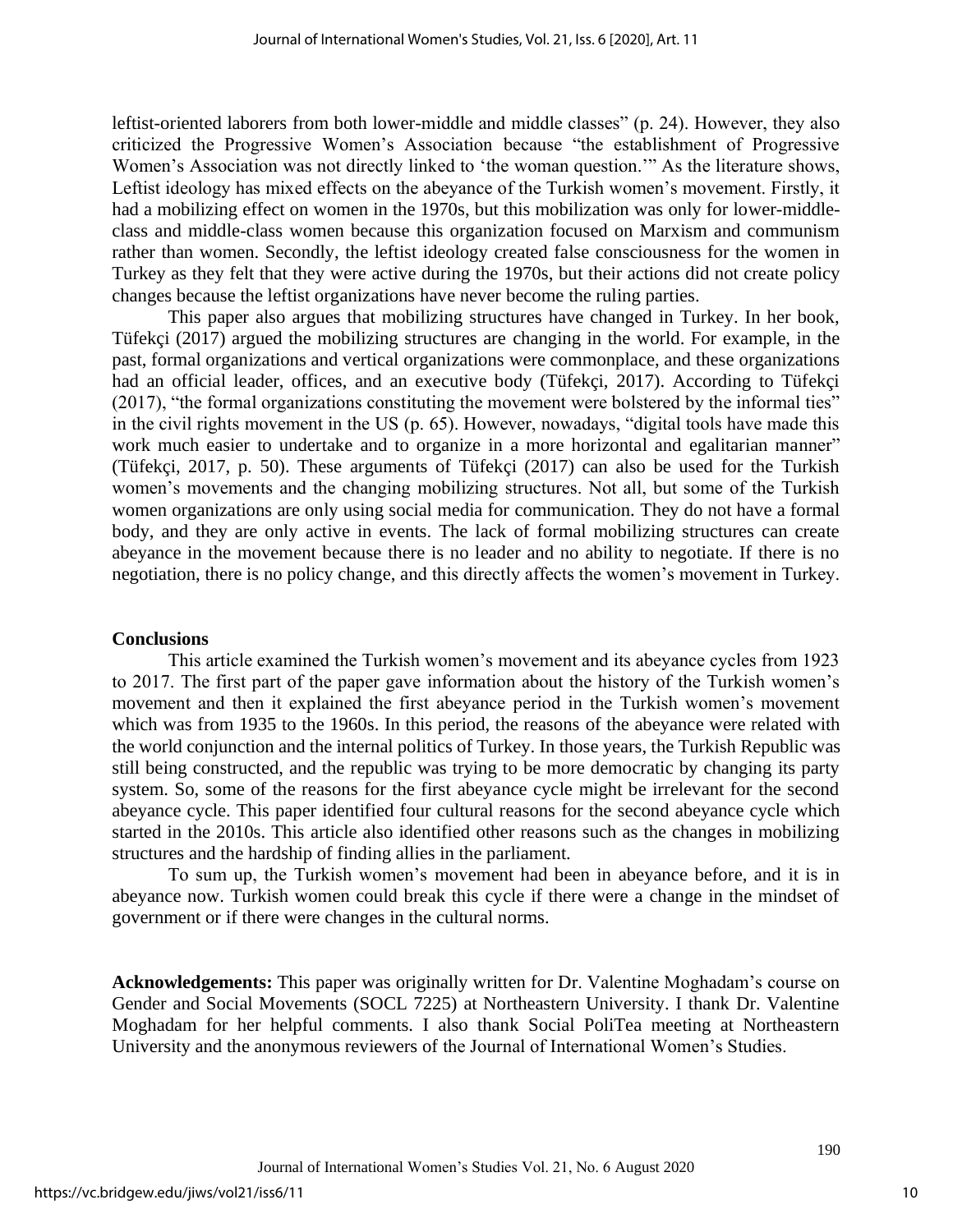leftist-oriented laborers from both lower-middle and middle classes" (p. 24). However, they also criticized the Progressive Women's Association because "the establishment of Progressive Women's Association was not directly linked to 'the woman question.'" As the literature shows, Leftist ideology has mixed effects on the abeyance of the Turkish women's movement. Firstly, it had a mobilizing effect on women in the 1970s, but this mobilization was only for lower-middle-class and middle-class women because this organization focused on Marxism and communism rather than women. Secondly, the leftist ideology created false consciousness for the women in Turkey as they felt that they were active during the 1970s, but their actions did not create policy changes because the leftist organizations have never become the ruling parties.

This paper also argues that mobilizing structures have changed in Turkey. In her book, Tüfekçi (2017) argued the mobilizing structures are changing in the world. For example, in the past, formal organizations and vertical organizations were commonplace, and these organizations had an official leader, offices, and an executive body (Tüfekçi, 2017). According to Tüfekçi (2017), "the formal organizations constituting the movement were bolstered by the informal ties" in the civil rights movement in the US (p. 65). However, nowadays, "digital tools have made this work much easier to undertake and to organize in a more horizontal and egalitarian manner" (Tüfekçi, 2017, p. 50). These arguments of Tüfekçi (2017) can also be used for the Turkish women's movements and the changing mobilizing structures. Not all, but some of the Turkish women organizations are only using social media for communication. They do not have a formal body, and they are only active in events. The lack of formal mobilizing structures can create abeyance in the movement because there is no leader and no ability to negotiate. If there is no negotiation, there is no policy change, and this directly affects the women's movement in Turkey.

## Conclusions

This article examined the Turkish women's movement and its abeyance cycles from 1923 to 2017. The first part of the paper gave information about the history of the Turkish women's movement and then it explained the first abeyance period in the Turkish women's movement which was from 1935 to the 1960s. In this period, the reasons of the abeyance were related with the world conjunction and the internal politics of Turkey. In those years, the Turkish Republic was still being constructed, and the republic was trying to be more democratic by changing its party system. So, some of the reasons for the first abeyance cycle might be irrelevant for the second abeyance cycle. This paper identified four cultural reasons for the second abeyance cycle which started in the 2010s. This article also identified other reasons such as the changes in mobilizing structures and the hardship of finding allies in the parliament.

To sum up, the Turkish women's movement had been in abeyance before, and it is in abeyance now. Turkish women could break this cycle if there were a change in the mindset of government or if there were changes in the cultural norms.

**Acknowledgements:** This paper was originally written for Dr. Valentine Moghadam's course on Gender and Social Movements (SOCL 7225) at Northeastern University. I thank Dr. Valentine Moghadam for her helpful comments. I also thank Social PoliTea meeting at Northeastern University and the anonymous reviewers of the Journal of International Women's Studies.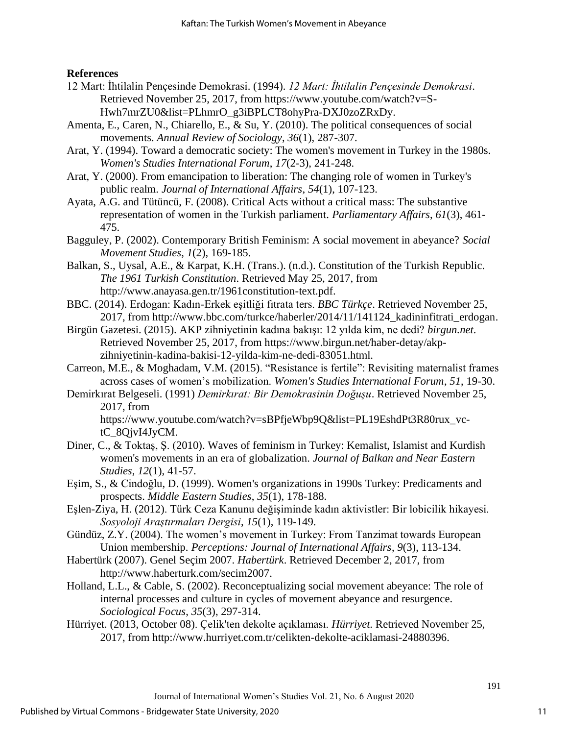**References**

12 Mart: İhtilalin Pençesinde Demokrasi. (1994). *12 Mart: İhtilalin Pençesinde Demokrasi*. Retrieved November 25, 2017, from https://www.youtube.com/watch?v=S-Hwh7mrZU0&list=PLhmrO_g3iBPLCT8ohyPra-DXJ0zoZRxDy.

Amenta, E., Caren, N., Chiarello, E., & Su, Y. (2010). The political consequences of social movements. *Annual Review of Sociology*, *36*(1), 287-307.

Arat, Y. (1994). Toward a democratic society: The women's movement in Turkey in the 1980s. *Women's Studies International Forum*, *17*(2-3), 241-248.

Arat, Y. (2000). From emancipation to liberation: The changing role of women in Turkey's public realm. *Journal of International Affairs*, *54*(1), 107-123.

Ayata, A.G. and Tütüncü, F. (2008). Critical Acts without a critical mass: The substantive representation of women in the Turkish parliament. *Parliamentary Affairs*, *61*(3), 461-475.

Bagguley, P. (2002). Contemporary British Feminism: A social movement in abeyance? *Social Movement Studies*, *1*(2), 169-185.

Balkan, S., Uysal, A.E., & Karpat, K.H. (Trans.). (n.d.). Constitution of the Turkish Republic. *The 1961 Turkish Constitution*. Retrieved May 25, 2017, from http://www.anayasa.gen.tr/1961constitution-text.pdf.

BBC. (2014). Erdogan: Kadın-Erkek eşitliği fıtrata ters. *BBC Türkçe*. Retrieved November 25, 2017, from http://www.bbc.com/turkce/haberler/2014/11/141124_kadininfitrati_erdogan.

Birgün Gazetesi. (2015). AKP zihniyetinin kadına bakışı: 12 yılda kim, ne dedi? *birgun.net*. Retrieved November 25, 2017, from https://www.birgun.net/haber-detay/akp-zihniyetinin-kadina-bakisi-12-yilda-kim-ne-dedi-83051.html.

Carreon, M.E., & Moghadam, V.M. (2015). "Resistance is fertile": Revisiting maternalist frames across cases of women's mobilization. *Women's Studies International Forum*, *51*, 19-30.

Demirkırat Belgeseli. (1991) *Demirkırat: Bir Demokrasinin Doğuşu*. Retrieved November 25, 2017, from https://www.youtube.com/watch?v=sBPfjeWbp9Q&list=PL19EshdPt3R80rux_vc-tC_8QjvI4JyCM.

Diner, C., & Toktaş, Ş. (2010). Waves of feminism in Turkey: Kemalist, Islamist and Kurdish women's movements in an era of globalization. *Journal of Balkan and Near Eastern Studies*, *12*(1), 41-57.

Eşim, S., & Cindoğlu, D. (1999). Women's organizations in 1990s Turkey: Predicaments and prospects. *Middle Eastern Studies*, *35*(1), 178-188.

Eşlen-Ziya, H. (2012). Türk Ceza Kanunu değişiminde kadın aktivistler: Bir lobicilik hikayesi. *Sosyoloji Araştırmaları Dergisi*, *15*(1), 119-149.

Gündüz, Z.Y. (2004). The women's movement in Turkey: From Tanzimat towards European Union membership. *Perceptions: Journal of International Affairs*, *9*(3), 113-134.

Habertürk (2007). Genel Seçim 2007. *Habertürk*. Retrieved December 2, 2017, from http://www.haberturk.com/secim2007.

Holland, L.L., & Cable, S. (2002). Reconceptualizing social movement abeyance: The role of internal processes and culture in cycles of movement abeyance and resurgence. *Sociological Focus*, *35*(3), 297-314.

Hürriyet. (2013, October 08). Çelik'ten dekolte açıklaması. *Hürriyet*. Retrieved November 25, 2017, from http://www.hurriyet.com.tr/celikten-dekolte-aciklamasi-24880396.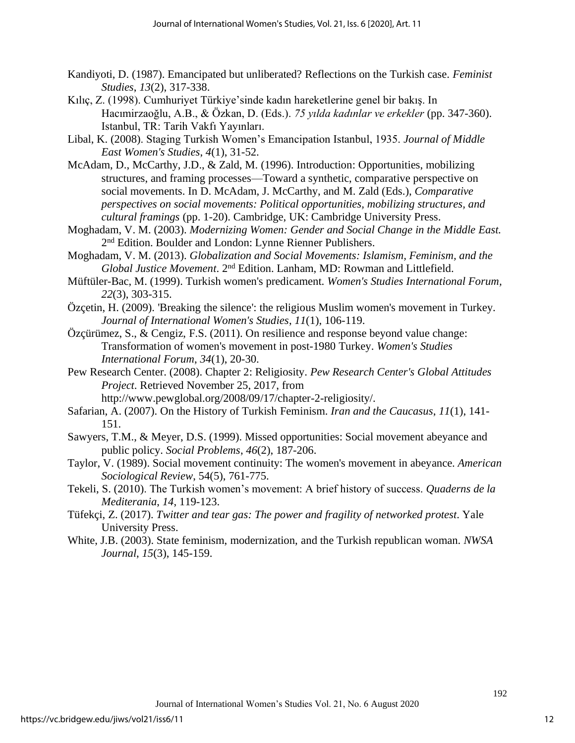Kandiyoti, D. (1987). Emancipated but unliberated? Reflections on the Turkish case. *Feminist Studies*, *13*(2), 317-338.

Kılıç, Z. (1998). Cumhuriyet Türkiye'sinde kadın hareketlerine genel bir bakış. In Hacımirzaoğlu, A.B., & Özkan, D. (Eds.). *75 yılda kadınlar ve erkekler* (pp. 347-360). Istanbul, TR: Tarih Vakfı Yayınları.

Libal, K. (2008). Staging Turkish Women's Emancipation Istanbul, 1935. *Journal of Middle East Women's Studies*, *4*(1), 31-52.

McAdam, D., McCarthy, J.D., & Zald, M. (1996). Introduction: Opportunities, mobilizing structures, and framing processes—Toward a synthetic, comparative perspective on social movements. In D. McAdam, J. McCarthy, and M. Zald (Eds.), *Comparative perspectives on social movements: Political opportunities, mobilizing structures, and cultural framings* (pp. 1-20). Cambridge, UK: Cambridge University Press.

Moghadam, V. M. (2003). *Modernizing Women: Gender and Social Change in the Middle East.* 2nd Edition. Boulder and London: Lynne Rienner Publishers.

Moghadam, V. M. (2013). *Globalization and Social Movements: Islamism, Feminism, and the Global Justice Movement*. 2nd Edition. Lanham, MD: Rowman and Littlefield.

Müftüler-Bac, M. (1999). Turkish women's predicament. *Women's Studies International Forum*, *22*(3), 303-315.

Özçetin, H. (2009). 'Breaking the silence': the religious Muslim women's movement in Turkey. *Journal of International Women's Studies*, *11*(1), 106-119.

Özçürümez, S., & Cengiz, F.S. (2011). On resilience and response beyond value change: Transformation of women's movement in post-1980 Turkey. *Women's Studies International Forum*, *34*(1), 20-30.

Pew Research Center. (2008). Chapter 2: Religiosity. *Pew Research Center's Global Attitudes Project*. Retrieved November 25, 2017, from http://www.pewglobal.org/2008/09/17/chapter-2-religiosity/.

Safarian, A. (2007). On the History of Turkish Feminism. *Iran and the Caucasus*, *11*(1), 141-151.

Sawyers, T.M., & Meyer, D.S. (1999). Missed opportunities: Social movement abeyance and public policy. *Social Problems*, *46*(2), 187-206.

Taylor, V. (1989). Social movement continuity: The women's movement in abeyance. *American Sociological Review*, 54(5), 761-775.

Tekeli, S. (2010). The Turkish women's movement: A brief history of success. *Quaderns de la Mediterania*, *14*, 119-123.

Tüfekçi, Z. (2017). *Twitter and tear gas: The power and fragility of networked protest*. Yale University Press.

White, J.B. (2003). State feminism, modernization, and the Turkish republican woman. *NWSA Journal*, *15*(3), 145-159.